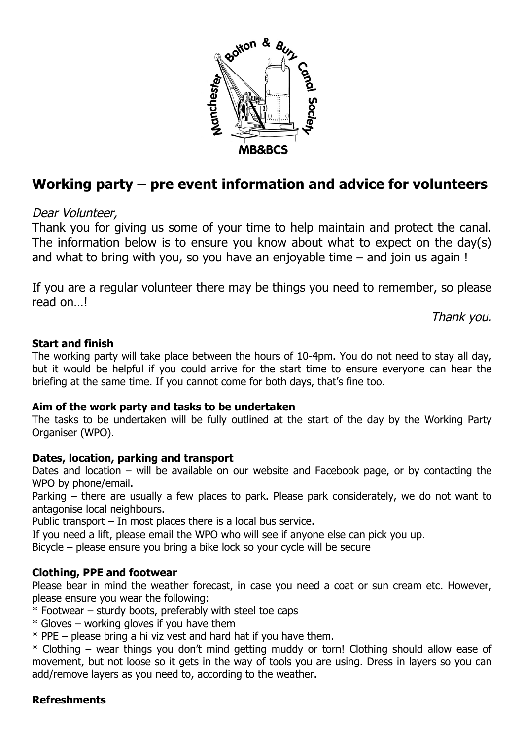# Working party – pre event information and advice for volunteers

*Dear Volunteer,*

Thank you for giving us some of your time to help maintain and protect the canal. The information below is to ensure you know about what to expect on the day(s) and what to bring with you, so you have an enjoyable time – and join us again !

If you are a regular volunteer there may be things you need to remember, so please read on…!

*Thank you.*

**Start and finish**

The working party will take place between the hours of 10-4pm. You do not need to stay all day, but it would be helpful if you could arrive for the start time to ensure everyone can hear the briefing at the same time. If you cannot come for both days, that's fine too.

**Aim of the work party and tasks to be undertaken**

The tasks to be undertaken will be fully outlined at the start of the day by the Working Party Organiser (WPO).

**Dates, location, parking and transport**

Dates and location – will be available on our website and Facebook page, or by contacting the WPO by phone/email.

Parking – there are usually a few places to park. Please park considerately, we do not want to antagonise local neighbours.

Public transport – In most places there is a local bus service.

If you need a lift, please email the WPO who will see if anyone else can pick you up.

Bicycle – please ensure you bring a bike lock so your cycle will be secure

**Clothing, PPE and footwear**

Please bear in mind the weather forecast, in case you need a coat or sun cream etc. However, please ensure you wear the following:

* Footwear – sturdy boots, preferably with steel toe caps
* Gloves – working gloves if you have them
* PPE – please bring a hi viz vest and hard hat if you have them.
* Clothing – wear things you don't mind getting muddy or torn! Clothing should allow ease of movement, but not loose so it gets in the way of tools you are using. Dress in layers so you can add/remove layers as you need to, according to the weather.

**Refreshments**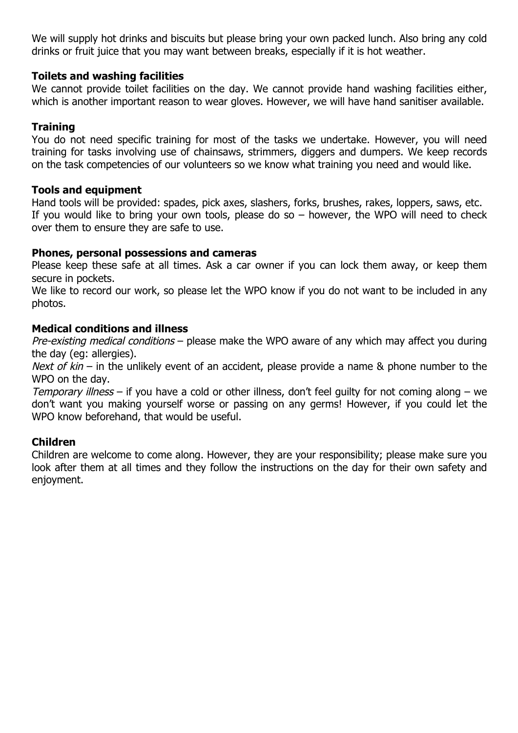We will supply hot drinks and biscuits but please bring your own packed lunch. Also bring any cold drinks or fruit juice that you may want between breaks, especially if it is hot weather.

**Toilets and washing facilities**

We cannot provide toilet facilities on the day. We cannot provide hand washing facilities either, which is another important reason to wear gloves. However, we will have hand sanitiser available.

**Training**

You do not need specific training for most of the tasks we undertake. However, you will need training for tasks involving use of chainsaws, strimmers, diggers and dumpers. We keep records on the task competencies of our volunteers so we know what training you need and would like.

**Tools and equipment**

Hand tools will be provided: spades, pick axes, slashers, forks, brushes, rakes, loppers, saws, etc.
If you would like to bring your own tools, please do so – however, the WPO will need to check over them to ensure they are safe to use.

**Phones, personal possessions and cameras**

Please keep these safe at all times. Ask a car owner if you can lock them away, or keep them secure in pockets.
We like to record our work, so please let the WPO know if you do not want to be included in any photos.

**Medical conditions and illness**

*Pre-existing medical conditions* – please make the WPO aware of any which may affect you during the day (eg: allergies).
*Next of kin* – in the unlikely event of an accident, please provide a name & phone number to the WPO on the day.
*Temporary illness* – if you have a cold or other illness, don't feel guilty for not coming along – we don't want you making yourself worse or passing on any germs! However, if you could let the WPO know beforehand, that would be useful.

**Children**

Children are welcome to come along. However, they are your responsibility; please make sure you look after them at all times and they follow the instructions on the day for their own safety and enjoyment.